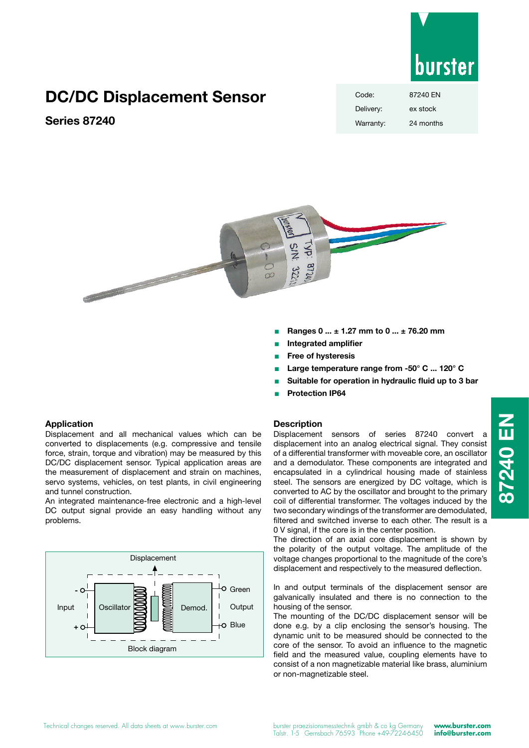# DC/DC Displacement Sensor

## Series 87240

| Code: | 87240 EN |
| --- | --- |
| Delivery: | ex stock |
| Warranty: | 24 months |

- **Ranges 0 ... ± 1.27 mm to 0 ... ± 76.20 mm**
- **Integrated amplifier**
- **Free of hysteresis**
- **Large temperature range from -50° C ... 120° C**
- **Suitable for operation in hydraulic fluid up to 3 bar**
- **Protection IP64**

### Application

Displacement and all mechanical values which can be converted to displacements (e.g. compressive and tensile force, strain, torque and vibration) may be measured by this DC/DC displacement sensor. Typical application areas are the measurement of displacement and strain on machines, servo systems, vehicles, on test plants, in civil engineering and tunnel construction.

An integrated maintenance-free electronic and a high-level DC output signal provide an easy handling without any problems.

Displacement

Input: - / +  Oscillator  Demod.  Output: Green / Blue

Block diagram

### Description

Displacement sensors of series 87240 convert a displacement into an analog electrical signal. They consist of a differential transformer with moveable core, an oscillator and a demodulator. These components are integrated and encapsulated in a cylindrical housing made of stainless steel. The sensors are energized by DC voltage, which is converted to AC by the oscillator and brought to the primary coil of differential transformer. The voltages induced by the two secondary windings of the transformer are demodulated, filtered and switched inverse to each other. The result is a 0 V signal, if the core is in the center position.

The direction of an axial core displacement is shown by the polarity of the output voltage. The amplitude of the voltage changes proportional to the magnitude of the core's displacement and respectively to the measured deflection.

In and output terminals of the displacement sensor are galvanically insulated and there is no connection to the housing of the sensor.

The mounting of the DC/DC displacement sensor will be done e.g. by a clip enclosing the sensor's housing. The dynamic unit to be measured should be connected to the core of the sensor. To avoid an influence to the magnetic field and the measured value, coupling elements have to consist of a non magnetizable material like brass, aluminium or non-magnetizable steel.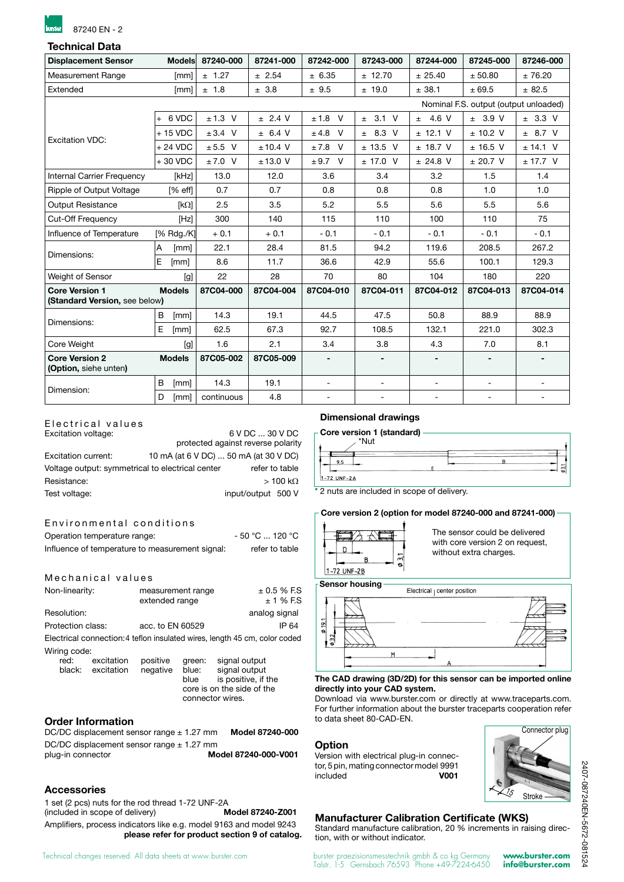## Technical Data

| Displacement Sensor | Models | 87240-000 | 87241-000 | 87242-000 | 87243-000 | 87244-000 | 87245-000 | 87246-000 |
|---|---|---|---|---|---|---|---|---|
| Measurement Range | [mm] | ± 1.27 | ± 2.54 | ± 6.35 | ± 12.70 | ± 25.40 | ± 50.80 | ± 76.20 |
| Extended | [mm] | ± 1.8 | ± 3.8 | ± 9.5 | ± 19.0 | ± 38.1 | ± 69.5 | ± 82.5 |
| | | Nominal F.S. output (output unloaded) | | | | | | |
| Excitation VDC: | + 6 VDC | ± 1.3 V | ± 2.4 V | ± 1.8 V | ± 3.1 V | ± 4.6 V | ± 3.9 V | ± 3.3 V |
| | + 15 VDC | ± 3.4 V | ± 6.4 V | ± 4.8 V | ± 8.3 V | ± 12.1 V | ± 10.2 V | ± 8.7 V |
| | + 24 VDC | ± 5.5 V | ± 10.4 V | ± 7.8 V | ± 13.5 V | ± 18.7 V | ± 16.5 V | ± 14.1 V |
| | + 30 VDC | ± 7.0 V | ± 13.0 V | ± 9.7 V | ± 17.0 V | ± 24.8 V | ± 20.7 V | ± 17.7 V |
| Internal Carrier Frequency | [kHz] | 13.0 | 12.0 | 3.6 | 3.4 | 3.2 | 1.5 | 1.4 |
| Ripple of Output Voltage | [% eff] | 0.7 | 0.7 | 0.8 | 0.8 | 0.8 | 1.0 | 1.0 |
| Output Resistance | [kΩ] | 2.5 | 3.5 | 5.2 | 5.5 | 5.6 | 5.5 | 5.6 |
| Cut-Off Frequency | [Hz] | 300 | 140 | 115 | 110 | 100 | 110 | 75 |
| Influence of Temperature | [% Rdg./K] | + 0.1 | + 0.1 | - 0.1 | - 0.1 | - 0.1 | - 0.1 | - 0.1 |
| Dimensions: | A [mm] | 22.1 | 28.4 | 81.5 | 94.2 | 119.6 | 208.5 | 267.2 |
| | E [mm] | 8.6 | 11.7 | 36.6 | 42.9 | 55.6 | 100.1 | 129.3 |
| Weight of Sensor | [g] | 22 | 28 | 70 | 80 | 104 | 180 | 220 |
| **Core Version 1 (Standard Version,** see below) | **Models** | **87C04-000** | **87C04-004** | **87C04-010** | **87C04-011** | **87C04-012** | **87C04-013** | **87C04-014** |
| Dimensions: | B [mm] | 14.3 | 19.1 | 44.5 | 47.5 | 50.8 | 88.9 | 88.9 |
| | E [mm] | 62.5 | 67.3 | 92.7 | 108.5 | 132.1 | 221.0 | 302.3 |
| Core Weight | [g] | 1.6 | 2.1 | 3.4 | 3.8 | 4.3 | 7.0 | 8.1 |
| **Core Version 2 (Option,** siehe unten**)** | **Models** | **87C05-002** | **87C05-009** | - | - | - | - | - |
| Dimension: | B [mm] | 14.3 | 19.1 | - | - | - | - | - |
| | D [mm] | continuous | 4.8 | - | - | - | - | - |

### Electrical values

| | |
|---|---|
| Excitation voltage: | 6 V DC ... 30 V DC protected against reverse polarity |
| Excitation current: | 10 mA (at 6 V DC) ... 50 mA (at 30 V DC) |
| Voltage output: symmetrical to electrical center | refer to table |
| Resistance: | > 100 kΩ |
| Test voltage: | input/output 500 V |

### Environmental conditions

| | |
|---|---|
| Operation temperature range: | - 50 °C ... 120 °C |
| Influence of temperature to measurement signal: | refer to table |

### Mechanical values

| | | |
|---|---|---|
| Non-linearity: | measurement range | ± 0.5 % F.S |
| | extended range | ± 1 % F.S |
| Resolution: | | analog signal |
| Protection class: | acc. to EN 60529 | IP 64 |

Electrical connection: 4 teflon insulated wires, length 45 cm, color coded

Wiring code:

| | | | | |
|---|---|---|---|---|
| red: | excitation | positive | green: | signal output |
| black: | excitation | negative | blue: | signal output |
| | | | | blue is positive, if the core is on the side of the connector wires. |

## Order Information

DC/DC displacement sensor range ± 1.27 mm **Model 87240-000**

DC/DC displacement sensor range ± 1.27 mm plug-in connector **Model 87240-000-V001**

## Accessories

1 set (2 pcs) nuts for the rod thread 1-72 UNF-2A (included in scope of delivery) **Model 87240-Z001**

Amplifiers, process indicators like e.g. model 9163 and model 9243 **please refer for product section 9 of catalog.**

### Dimensional drawings

**Core version 1 (standard)**

*Nut

9.5

E

B

ø 3.1

1-72 UNF-2A

* 2 nuts are included in scope of delivery.

**Core version 2 (option for model 87240-000 and 87241-000)**

D

B

ø 3.1

1-72 UNF-2B

The sensor could be delivered with core version 2 on request, without extra charges.

**Sensor housing**

Electrical | center position

ø 19.1

ø 3.2

M

A

**The CAD drawing (3D/2D) for this sensor can be imported online directly into your CAD system.**

Download via www.burster.com or directly at www.traceparts.com. For further information about the burster traceparts cooperation refer to data sheet 80-CAD-EN.

## Option

Version with electrical plug-in connector, 5 pin, mating connector model 9991 included **V001**

Connector plug

15

Stroke

## Manufacturer Calibration Certificate (WKS)

Standard manufacture calibration, 20 % increments in raising direction, with or without indicator.

2407-087240EN-5672-081524